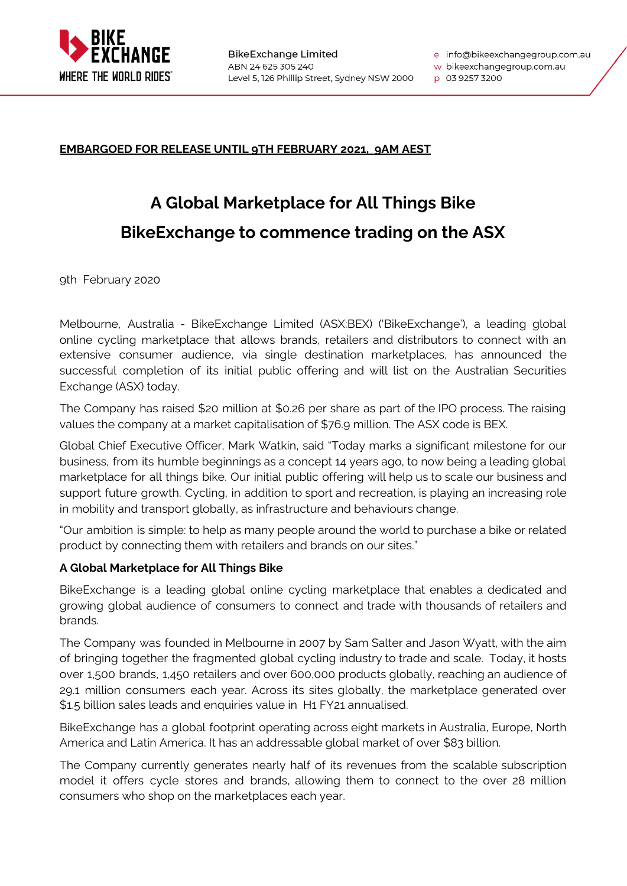**BikeExchange Limited**
ABN 24 625 305 240
Level 5, 126 Phillip Street, Sydney NSW 2000

e info@bikeexchangegroup.com.au
w bikeexchangegroup.com.au
p 03 9257 3200

**EMBARGOED FOR RELEASE UNTIL 9TH FEBRUARY 2021, 9AM AEST**

# A Global Marketplace for All Things Bike

# BikeExchange to commence trading on the ASX

9th February 2020

Melbourne, Australia - BikeExchange Limited (ASX:BEX) ('BikeExchange'), a leading global online cycling marketplace that allows brands, retailers and distributors to connect with an extensive consumer audience, via single destination marketplaces, has announced the successful completion of its initial public offering and will list on the Australian Securities Exchange (ASX) today.

The Company has raised $20 million at $0.26 per share as part of the IPO process. The raising values the company at a market capitalisation of $76.9 million. The ASX code is BEX.

Global Chief Executive Officer, Mark Watkin, said "Today marks a significant milestone for our business, from its humble beginnings as a concept 14 years ago, to now being a leading global marketplace for all things bike. Our initial public offering will help us to scale our business and support future growth. Cycling, in addition to sport and recreation, is playing an increasing role in mobility and transport globally, as infrastructure and behaviours change.

"Our ambition is simple: to help as many people around the world to purchase a bike or related product by connecting them with retailers and brands on our sites."

**A Global Marketplace for All Things Bike**

BikeExchange is a leading global online cycling marketplace that enables a dedicated and growing global audience of consumers to connect and trade with thousands of retailers and brands.

The Company was founded in Melbourne in 2007 by Sam Salter and Jason Wyatt, with the aim of bringing together the fragmented global cycling industry to trade and scale. Today, it hosts over 1,500 brands, 1,450 retailers and over 600,000 products globally, reaching an audience of 29.1 million consumers each year. Across its sites globally, the marketplace generated over $1.5 billion sales leads and enquiries value in H1 FY21 annualised.

BikeExchange has a global footprint operating across eight markets in Australia, Europe, North America and Latin America. It has an addressable global market of over $83 billion.

The Company currently generates nearly half of its revenues from the scalable subscription model it offers cycle stores and brands, allowing them to connect to the over 28 million consumers who shop on the marketplaces each year.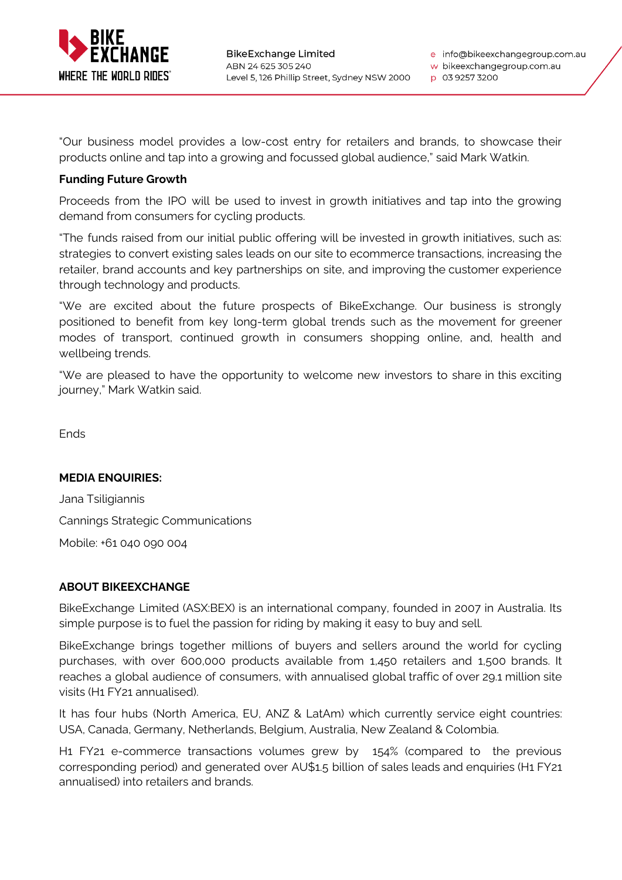"Our business model provides a low-cost entry for retailers and brands, to showcase their products online and tap into a growing and focussed global audience," said Mark Watkin.

**Funding Future Growth**

Proceeds from the IPO will be used to invest in growth initiatives and tap into the growing demand from consumers for cycling products.

"The funds raised from our initial public offering will be invested in growth initiatives, such as: strategies to convert existing sales leads on our site to ecommerce transactions, increasing the retailer, brand accounts and key partnerships on site, and improving the customer experience through technology and products.

"We are excited about the future prospects of BikeExchange. Our business is strongly positioned to benefit from key long-term global trends such as the movement for greener modes of transport, continued growth in consumers shopping online, and, health and wellbeing trends.

"We are pleased to have the opportunity to welcome new investors to share in this exciting journey," Mark Watkin said.

Ends

**MEDIA ENQUIRIES:**

Jana Tsiligiannis

Cannings Strategic Communications

Mobile: +61 040 090 004

**ABOUT BIKEEXCHANGE**

BikeExchange Limited (ASX:BEX) is an international company, founded in 2007 in Australia. Its simple purpose is to fuel the passion for riding by making it easy to buy and sell.

BikeExchange brings together millions of buyers and sellers around the world for cycling purchases, with over 600,000 products available from 1,450 retailers and 1,500 brands. It reaches a global audience of consumers, with annualised global traffic of over 29.1 million site visits (H1 FY21 annualised).

It has four hubs (North America, EU, ANZ & LatAm) which currently service eight countries: USA, Canada, Germany, Netherlands, Belgium, Australia, New Zealand & Colombia.

H1 FY21 e-commerce transactions volumes grew by 154% (compared to the previous corresponding period) and generated over AU$1.5 billion of sales leads and enquiries (H1 FY21 annualised) into retailers and brands.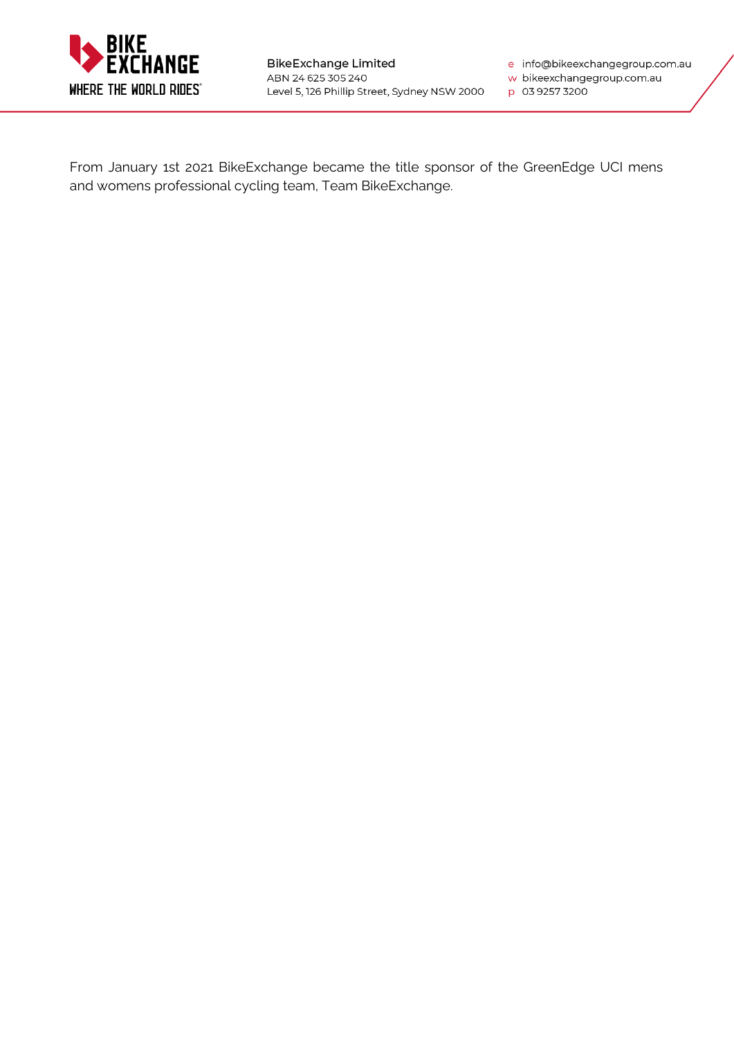From January 1st 2021 BikeExchange became the title sponsor of the GreenEdge UCI mens and womens professional cycling team, Team BikeExchange.